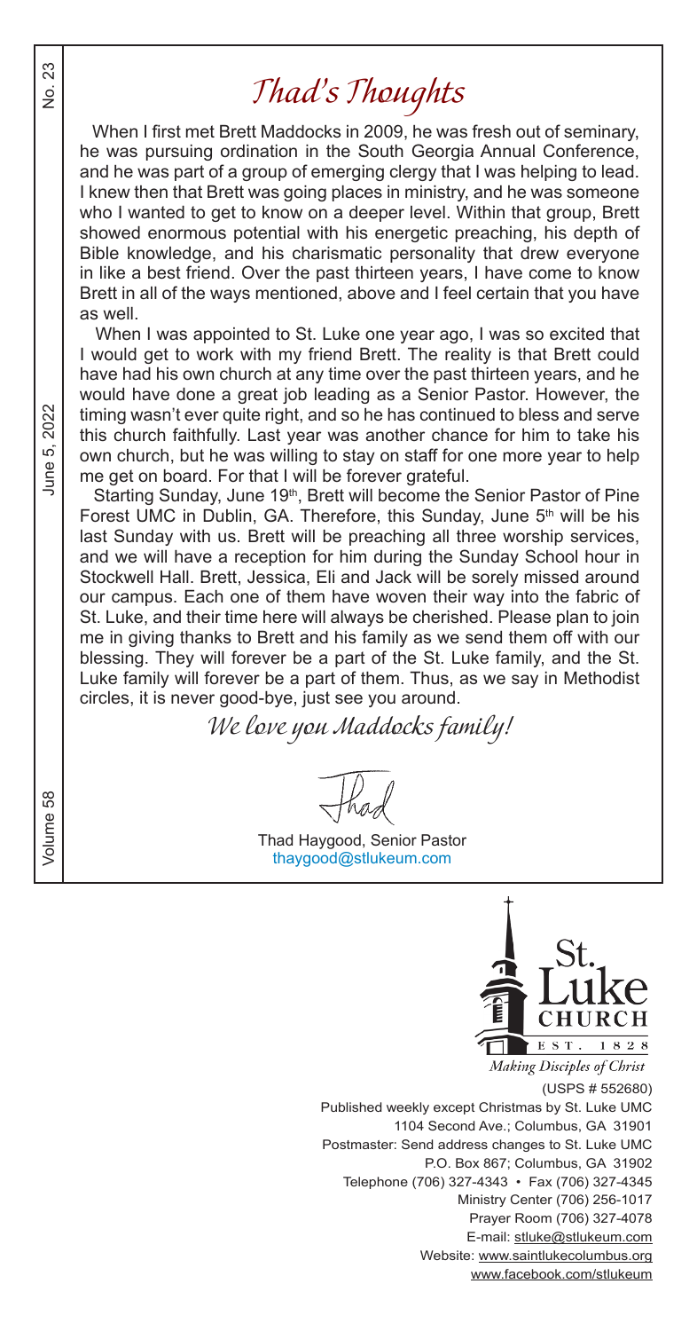# *Thad's Thoughts*

When I first met Brett Maddocks in 2009, he was fresh out of seminary, he was pursuing ordination in the South Georgia Annual Conference, and he was part of a group of emerging clergy that I was helping to lead. I knew then that Brett was going places in ministry, and he was someone who I wanted to get to know on a deeper level. Within that group, Brett showed enormous potential with his energetic preaching, his depth of Bible knowledge, and his charismatic personality that drew everyone in like a best friend. Over the past thirteen years, I have come to know Brett in all of the ways mentioned, above and I feel certain that you have as well.

When I was appointed to St. Luke one year ago, I was so excited that I would get to work with my friend Brett. The reality is that Brett could have had his own church at any time over the past thirteen years, and he would have done a great job leading as a Senior Pastor. However, the timing wasn't ever quite right, and so he has continued to bless and serve this church faithfully. Last year was another chance for him to take his own church, but he was willing to stay on staff for one more year to help me get on board. For that I will be forever grateful.

Starting Sunday, June 19th, Brett will become the Senior Pastor of Pine Forest UMC in Dublin, GA. Therefore, this Sunday, June 5th will be his last Sunday with us. Brett will be preaching all three worship services, and we will have a reception for him during the Sunday School hour in Stockwell Hall. Brett, Jessica, Eli and Jack will be sorely missed around our campus. Each one of them have woven their way into the fabric of St. Luke, and their time here will always be cherished. Please plan to join me in giving thanks to Brett and his family as we send them off with our blessing. They will forever be a part of the St. Luke family, and the St. Luke family will forever be a part of them. Thus, as we say in Methodist circles, it is never good-bye, just see you around.

*We love you Maddocks family!*

Thad

Thad Haygood, Senior Pastor
thaygood@stlukeum.com

St. Luke CHURCH
EST. 1828
*Making Disciples of Christ*

(USPS # 552680)
Published weekly except Christmas by St. Luke UMC
1104 Second Ave.; Columbus, GA 31901
Postmaster: Send address changes to St. Luke UMC
P.O. Box 867; Columbus, GA 31902
Telephone (706) 327-4343 • Fax (706) 327-4345
Ministry Center (706) 256-1017
Prayer Room (706) 327-4078
E-mail: stluke@stlukeum.com
Website: www.saintlukecolumbus.org
www.facebook.com/stlukeum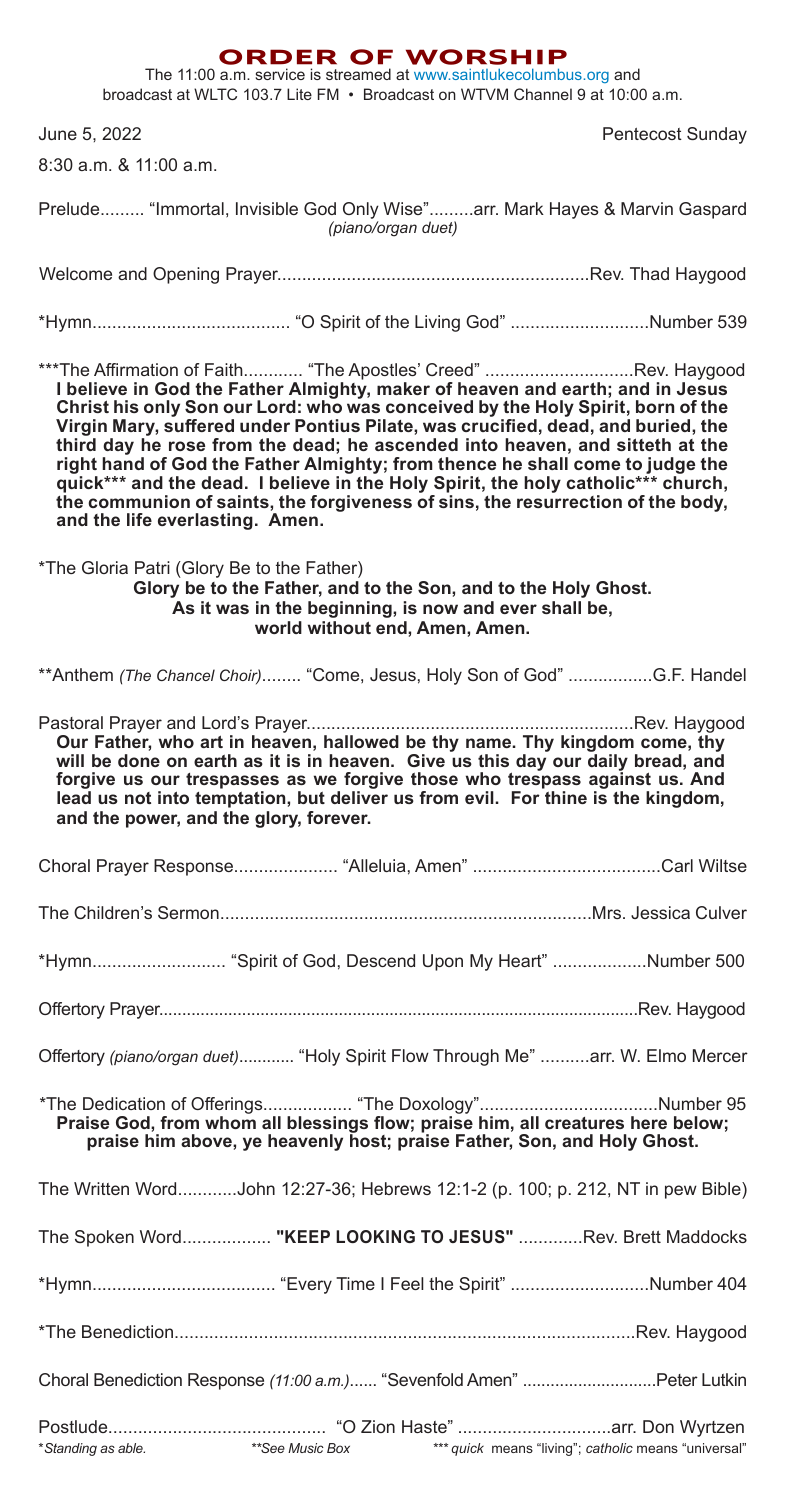# ORDER OF WORSHIP

The 11:00 a.m. service is streamed at www.saintlukecolumbus.org and broadcast at WLTC 103.7 Lite FM • Broadcast on WTVM Channel 9 at 10:00 a.m.

June 5, 2022 — Pentecost Sunday

8:30 a.m. & 11:00 a.m.

Prelude......... "Immortal, Invisible God Only Wise".........arr. Mark Hayes & Marvin Gaspard
*(piano/organ duet)*

Welcome and Opening Prayer..............................................................Rev. Thad Haygood

*Hymn....................................... "O Spirit of the Living God" ...........................Number 539

***The Affirmation of Faith............ "The Apostles' Creed" .............................Rev. Haygood

**I believe in God the Father Almighty, maker of heaven and earth; and in Jesus Christ his only Son our Lord: who was conceived by the Holy Spirit, born of the Virgin Mary, suffered under Pontius Pilate, was crucified, dead, and buried, the third day he rose from the dead; he ascended into heaven, and sitteth at the right hand of God the Father Almighty; from thence he shall come to judge the quick*** and the dead. I believe in the Holy Spirit, the holy catholic*** church, the communion of saints, the forgiveness of sins, the resurrection of the body, and the life everlasting. Amen.**

*The Gloria Patri (Glory Be to the Father)

**Glory be to the Father, and to the Son, and to the Holy Ghost.**
**As it was in the beginning, is now and ever shall be,**
**world without end, Amen, Amen.**

**Anthem *(The Chancel Choir)*........ "Come, Jesus, Holy Son of God" .................G.F. Handel

Pastoral Prayer and Lord's Prayer..................................................................Rev. Haygood

**Our Father, who art in heaven, hallowed be thy name. Thy kingdom come, thy will be done on earth as it is in heaven. Give us this day our daily bread, and forgive us our trespasses as we forgive those who trespass against us. And lead us not into temptation, but deliver us from evil. For thine is the kingdom, and the power, and the glory, forever.**

Choral Prayer Response..................... "Alleluia, Amen" .....................................Carl Wiltse

The Children's Sermon..........................................................................Mrs. Jessica Culver

*Hymn........................... "Spirit of God, Descend Upon My Heart" ...................Number 500

Offertory Prayer......................................................................................................Rev. Haygood

Offertory *(piano/organ duet)*............ "Holy Spirit Flow Through Me" ..........arr. W. Elmo Mercer

*The Dedication of Offerings.................. "The Doxology"...................................Number 95

**Praise God, from whom all blessings flow; praise him, all creatures here below; praise him above, ye heavenly host; praise Father, Son, and Holy Ghost.**

The Written Word............John 12:27-36; Hebrews 12:1-2 (p. 100; p. 212, NT in pew Bible)

The Spoken Word.................. **"KEEP LOOKING TO JESUS"** .............Rev. Brett Maddocks

*Hymn.................................... "Every Time I Feel the Spirit" ............................Number 404

*The Benediction............................................................................................Rev. Haygood

Choral Benediction Response *(11:00 a.m.)*...... "Sevenfold Amen" ............................Peter Lutkin

Postlude........................................... "O Zion Haste" ..............................arr. Don Wyrtzen

*\*Standing as able.* *\*\*See Music Box* *\*\*\* quick means "living"; catholic means "universal"*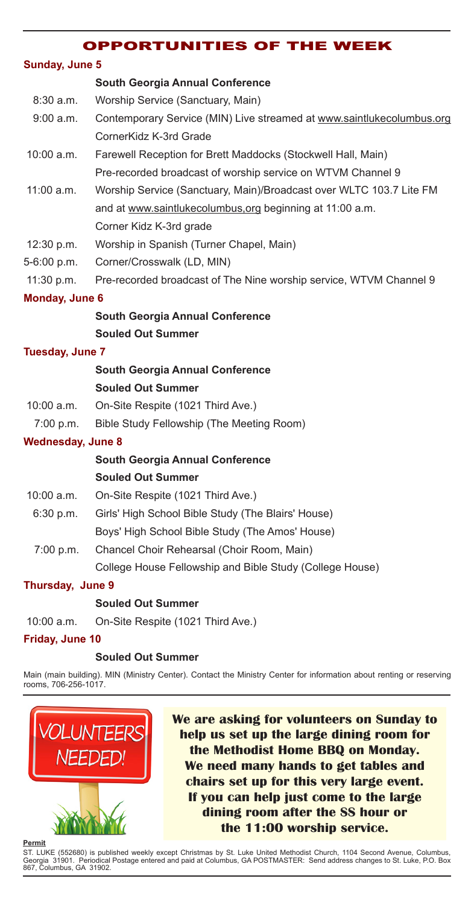# OPPORTUNITIES OF THE WEEK

**Sunday, June 5**

| | |
|---|---|
| | **South Georgia Annual Conference** |
| 8:30 a.m. | Worship Service (Sanctuary, Main) |
| 9:00 a.m. | Contemporary Service (MIN) Live streamed at www.saintlukecolumbus.org |
| | CornerKidz K-3rd Grade |
| 10:00 a.m. | Farewell Reception for Brett Maddocks (Stockwell Hall, Main) |
| | Pre-recorded broadcast of worship service on WTVM Channel 9 |
| 11:00 a.m. | Worship Service (Sanctuary, Main)/Broadcast over WLTC 103.7 Lite FM and at www.saintlukecolumbus,org beginning at 11:00 a.m. |
| | Corner Kidz K-3rd grade |
| 12:30 p.m. | Worship in Spanish (Turner Chapel, Main) |
| 5-6:00 p.m. | Corner/Crosswalk (LD, MIN) |
| 11:30 p.m. | Pre-recorded broadcast of The Nine worship service, WTVM Channel 9 |

**Monday, June 6**

| | |
|---|---|
| | **South Georgia Annual Conference** |
| | **Souled Out Summer** |

**Tuesday, June 7**

| | |
|---|---|
| | **South Georgia Annual Conference** |
| | **Souled Out Summer** |
| 10:00 a.m. | On-Site Respite (1021 Third Ave.) |
| 7:00 p.m. | Bible Study Fellowship (The Meeting Room) |

**Wednesday, June 8**

| | |
|---|---|
| | **South Georgia Annual Conference** |
| | **Souled Out Summer** |
| 10:00 a.m. | On-Site Respite (1021 Third Ave.) |
| 6:30 p.m. | Girls' High School Bible Study (The Blairs' House) |
| | Boys' High School Bible Study (The Amos' House) |
| 7:00 p.m. | Chancel Choir Rehearsal (Choir Room, Main) |
| | College House Fellowship and Bible Study (College House) |

**Thursday, June 9**

| | |
|---|---|
| | **Souled Out Summer** |
| 10:00 a.m. | On-Site Respite (1021 Third Ave.) |

**Friday, June 10**

| | |
|---|---|
| | **Souled Out Summer** |

Main (main building). MIN (Ministry Center). Contact the Ministry Center for information about renting or reserving rooms, 706-256-1017.

VOLUNTEERS NEEDED!

**We are asking for volunteers on Sunday to help us set up the large dining room for the Methodist Home BBQ on Monday. We need many hands to get tables and chairs set up for this very large event. If you can help just come to the large dining room after the SS hour or the 11:00 worship service.**

**Permit**

ST. LUKE (552680) is published weekly except Christmas by St. Luke United Methodist Church, 1104 Second Avenue, Columbus, Georgia 31901. Periodical Postage entered and paid at Columbus, GA POSTMASTER: Send address changes to St. Luke, P.O. Box 867, Columbus, GA 31902.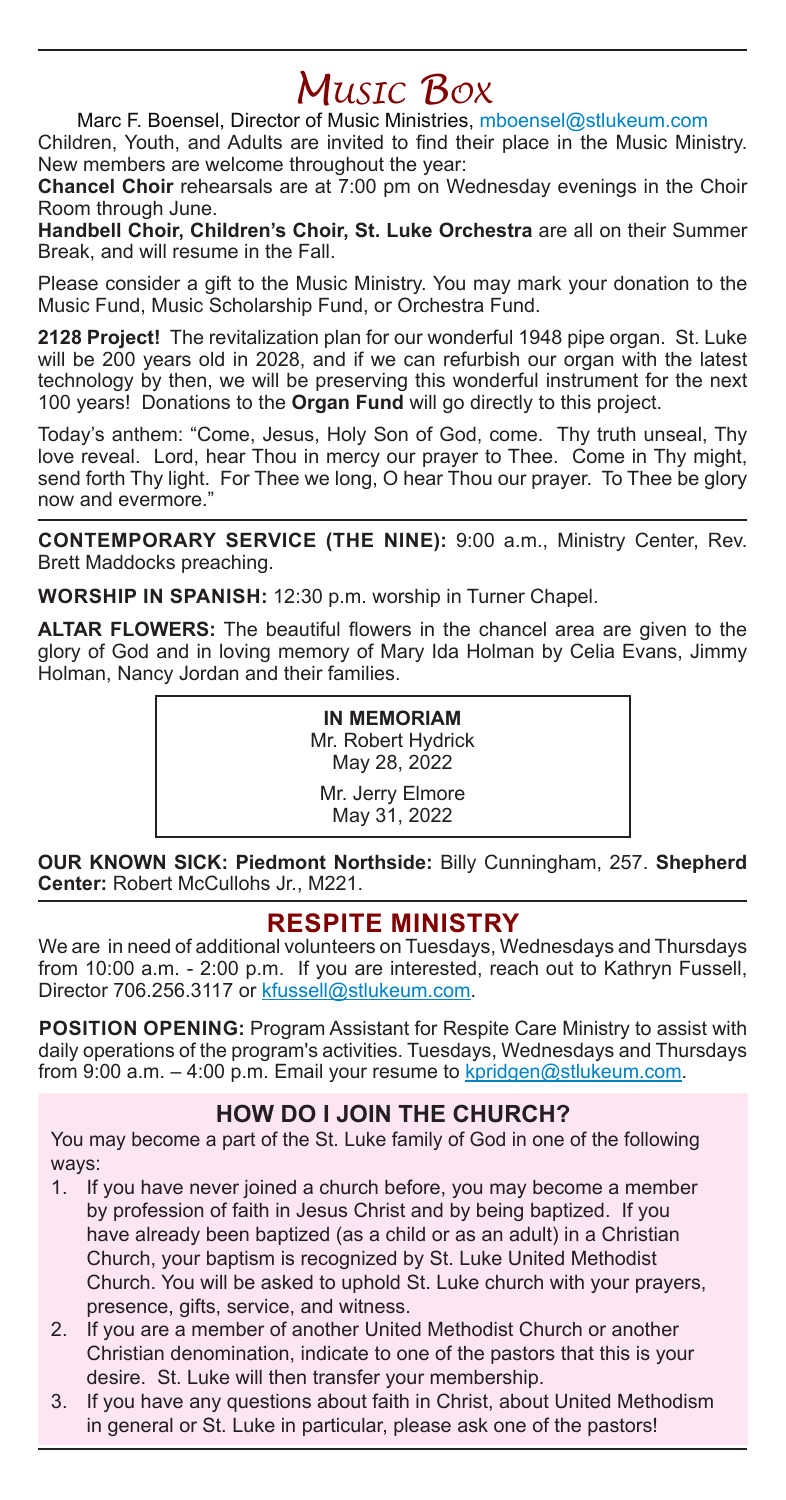# Music Box

Marc F. Boensel, Director of Music Ministries, mboensel@stlukeum.com

Children, Youth, and Adults are invited to find their place in the Music Ministry. New members are welcome throughout the year:

**Chancel Choir** rehearsals are at 7:00 pm on Wednesday evenings in the Choir Room through June.

**Handbell Choir, Children's Choir, St. Luke Orchestra** are all on their Summer Break, and will resume in the Fall.

Please consider a gift to the Music Ministry. You may mark your donation to the Music Fund, Music Scholarship Fund, or Orchestra Fund.

**2128 Project!** The revitalization plan for our wonderful 1948 pipe organ. St. Luke will be 200 years old in 2028, and if we can refurbish our organ with the latest technology by then, we will be preserving this wonderful instrument for the next 100 years! Donations to the **Organ Fund** will go directly to this project.

Today's anthem: "Come, Jesus, Holy Son of God, come. Thy truth unseal, Thy love reveal. Lord, hear Thou in mercy our prayer to Thee. Come in Thy might, send forth Thy light. For Thee we long, O hear Thou our prayer. To Thee be glory now and evermore."

**CONTEMPORARY SERVICE (THE NINE):** 9:00 a.m., Ministry Center, Rev. Brett Maddocks preaching.

**WORSHIP IN SPANISH:** 12:30 p.m. worship in Turner Chapel.

**ALTAR FLOWERS:** The beautiful flowers in the chancel area are given to the glory of God and in loving memory of Mary Ida Holman by Celia Evans, Jimmy Holman, Nancy Jordan and their families.

**IN MEMORIAM**

Mr. Robert Hydrick
May 28, 2022

Mr. Jerry Elmore
May 31, 2022

**OUR KNOWN SICK: Piedmont Northside:** Billy Cunningham, 257. **Shepherd Center:** Robert McCullohs Jr., M221.

## RESPITE MINISTRY

We are in need of additional volunteers on Tuesdays, Wednesdays and Thursdays from 10:00 a.m. - 2:00 p.m. If you are interested, reach out to Kathryn Fussell, Director 706.256.3117 or kfussell@stlukeum.com.

**POSITION OPENING:** Program Assistant for Respite Care Ministry to assist with daily operations of the program's activities. Tuesdays, Wednesdays and Thursdays from 9:00 a.m. – 4:00 p.m. Email your resume to kpridgen@stlukeum.com.

## HOW DO I JOIN THE CHURCH?

You may become a part of the St. Luke family of God in one of the following ways:

1. If you have never joined a church before, you may become a member by profession of faith in Jesus Christ and by being baptized. If you have already been baptized (as a child or as an adult) in a Christian Church, your baptism is recognized by St. Luke United Methodist Church. You will be asked to uphold St. Luke church with your prayers, presence, gifts, service, and witness.
2. If you are a member of another United Methodist Church or another Christian denomination, indicate to one of the pastors that this is your desire. St. Luke will then transfer your membership.
3. If you have any questions about faith in Christ, about United Methodism in general or St. Luke in particular, please ask one of the pastors!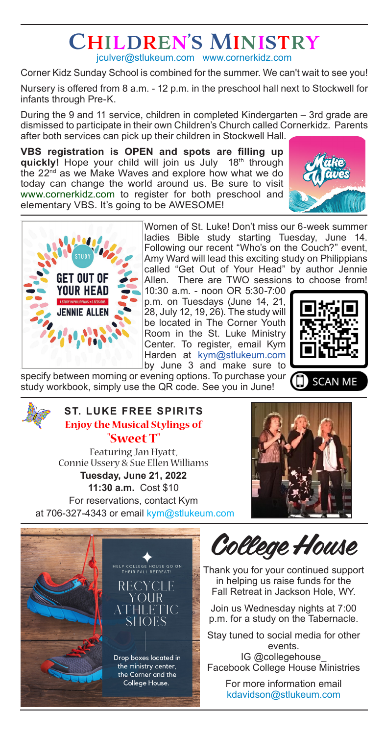# Children's Ministry

jculver@stlukeum.com www.cornerkidz.com

Corner Kidz Sunday School is combined for the summer. We can't wait to see you!

Nursery is offered from 8 a.m. - 12 p.m. in the preschool hall next to Stockwell for infants through Pre-K.

During the 9 and 11 service, children in completed Kindergarten – 3rd grade are dismissed to participate in their own Children's Church called Cornerkidz. Parents after both services can pick up their children in Stockwell Hall.

**VBS registration is OPEN and spots are filling up quickly!** Hope your child will join us July 18th through the 22nd as we Make Waves and explore how what we do today can change the world around us. Be sure to visit www.cornerkidz.com to register for both preschool and elementary VBS. It's going to be AWESOME!

---

Women of St. Luke! Don't miss our 6-week summer ladies Bible study starting Tuesday, June 14. Following our recent "Who's on the Couch?" event, Amy Ward will lead this exciting study on Philippians called "Get Out of Your Head" by author Jennie Allen. There are TWO sessions to choose from! 10:30 a.m. - noon OR 5:30-7:00 p.m. on Tuesdays (June 14, 21, 28, July 12, 19, 26). The study will be located in The Corner Youth Room in the St. Luke Ministry Center. To register, email Kym Harden at kym@stlukeum.com by June 3 and make sure to specify between morning or evening options. To purchase your study workbook, simply use the QR code. See you in June!

SCAN ME

---

## ST. LUKE FREE SPIRITS

### Enjoy the Musical Stylings of "Sweet T"

Featuring Jan Hyatt, Connie Ussery & Sue Ellen Williams

**Tuesday, June 21, 2022**

**11:30 a.m.** Cost $10

For reservations, contact Kym at 706-327-4343 or email kym@stlukeum.com

---

HELP COLLEGE HOUSE GO ON THEIR FALL RETREAT!

RECYCLE YOUR ATHLETIC SHOES

Drop boxes located in the ministry center, the Corner and the College House.

## College House

Thank you for your continued support in helping us raise funds for the Fall Retreat in Jackson Hole, WY.

Join us Wednesday nights at 7:00 p.m. for a study on the Tabernacle.

Stay tuned to social media for other events.
IG @collegehouse_
Facebook College House Ministries

For more information email kdavidson@stlukeum.com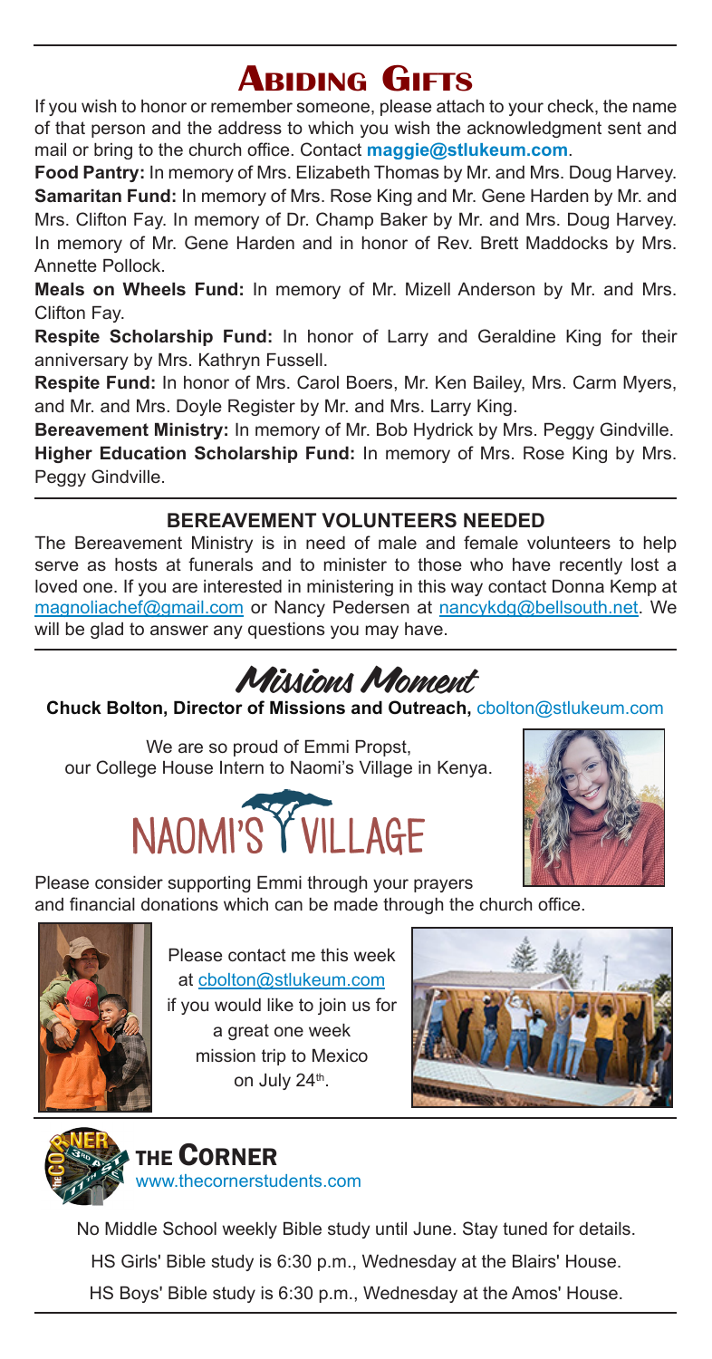# Abiding Gifts

If you wish to honor or remember someone, please attach to your check, the name of that person and the address to which you wish the acknowledgment sent and mail or bring to the church office. Contact **maggie@stlukeum.com**.

**Food Pantry:** In memory of Mrs. Elizabeth Thomas by Mr. and Mrs. Doug Harvey.

**Samaritan Fund:** In memory of Mrs. Rose King and Mr. Gene Harden by Mr. and Mrs. Clifton Fay. In memory of Dr. Champ Baker by Mr. and Mrs. Doug Harvey. In memory of Mr. Gene Harden and in honor of Rev. Brett Maddocks by Mrs. Annette Pollock.

**Meals on Wheels Fund:** In memory of Mr. Mizell Anderson by Mr. and Mrs. Clifton Fay.

**Respite Scholarship Fund:** In honor of Larry and Geraldine King for their anniversary by Mrs. Kathryn Fussell.

**Respite Fund:** In honor of Mrs. Carol Boers, Mr. Ken Bailey, Mrs. Carm Myers, and Mr. and Mrs. Doyle Register by Mr. and Mrs. Larry King.

**Bereavement Ministry:** In memory of Mr. Bob Hydrick by Mrs. Peggy Gindville.

**Higher Education Scholarship Fund:** In memory of Mrs. Rose King by Mrs. Peggy Gindville.

## BEREAVEMENT VOLUNTEERS NEEDED

The Bereavement Ministry is in need of male and female volunteers to help serve as hosts at funerals and to minister to those who have recently lost a loved one. If you are interested in ministering in this way contact Donna Kemp at magnoliachef@gmail.com or Nancy Pedersen at nancykdg@bellsouth.net. We will be glad to answer any questions you may have.

# *Missions Moment*

**Chuck Bolton, Director of Missions and Outreach,** cbolton@stlukeum.com

We are so proud of Emmi Propst, our College House Intern to Naomi's Village in Kenya.

NAOMI'S VILLAGE

Please consider supporting Emmi through your prayers and financial donations which can be made through the church office.

Please contact me this week at cbolton@stlukeum.com if you would like to join us for a great one week mission trip to Mexico on July 24th.

# the Corner

www.thecornerstudents.com

No Middle School weekly Bible study until June. Stay tuned for details.

HS Girls' Bible study is 6:30 p.m., Wednesday at the Blairs' House.

HS Boys' Bible study is 6:30 p.m., Wednesday at the Amos' House.